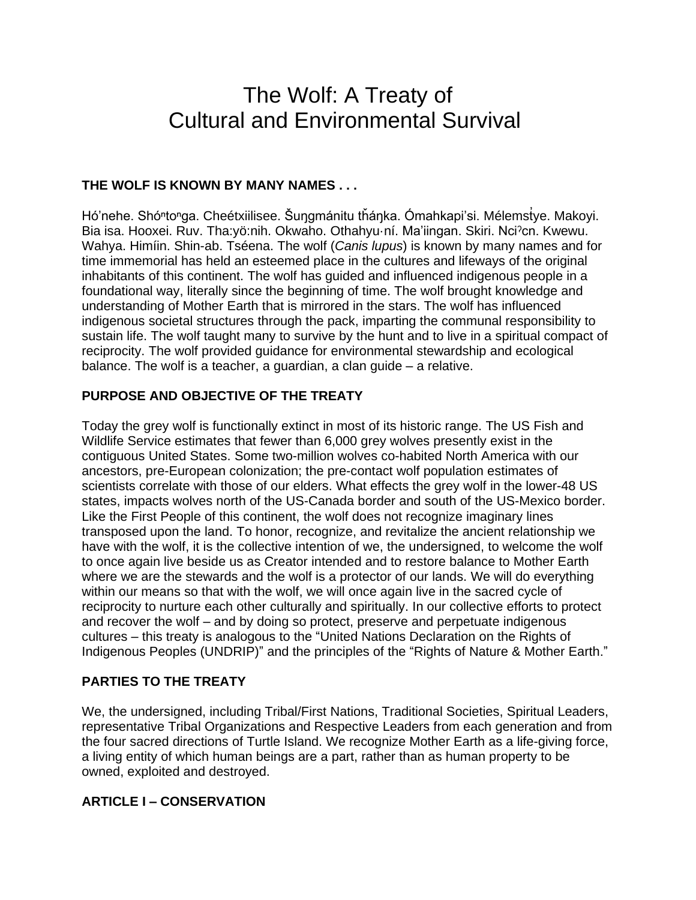# The Wolf: A Treaty of Cultural and Environmental Survival

**THE WOLF IS KNOWN BY MANY NAMES . . .**

Hó'nehe. Shó$^{n}$to$^{n}$ga. Cheétxiilisee. Šuŋgmánitu tȟáŋka. Ómahkapi'si. Mélemst̓ye. Makoyi. Bia isa. Hooxei. Ruv. Tha:yö:nih. Okwaho. Othahyu·ní. Ma'iingan. Skiri. Nciˀcn. Kwewu. Wahya. Himíin. Shin-ab. Tséena. The wolf (*Canis lupus*) is known by many names and for time immemorial has held an esteemed place in the cultures and lifeways of the original inhabitants of this continent. The wolf has guided and influenced indigenous people in a foundational way, literally since the beginning of time. The wolf brought knowledge and understanding of Mother Earth that is mirrored in the stars. The wolf has influenced indigenous societal structures through the pack, imparting the communal responsibility to sustain life. The wolf taught many to survive by the hunt and to live in a spiritual compact of reciprocity. The wolf provided guidance for environmental stewardship and ecological balance. The wolf is a teacher, a guardian, a clan guide – a relative.

**PURPOSE AND OBJECTIVE OF THE TREATY**

Today the grey wolf is functionally extinct in most of its historic range. The US Fish and Wildlife Service estimates that fewer than 6,000 grey wolves presently exist in the contiguous United States. Some two-million wolves co-habited North America with our ancestors, pre-European colonization; the pre-contact wolf population estimates of scientists correlate with those of our elders. What effects the grey wolf in the lower-48 US states, impacts wolves north of the US-Canada border and south of the US-Mexico border. Like the First People of this continent, the wolf does not recognize imaginary lines transposed upon the land. To honor, recognize, and revitalize the ancient relationship we have with the wolf, it is the collective intention of we, the undersigned, to welcome the wolf to once again live beside us as Creator intended and to restore balance to Mother Earth where we are the stewards and the wolf is a protector of our lands. We will do everything within our means so that with the wolf, we will once again live in the sacred cycle of reciprocity to nurture each other culturally and spiritually. In our collective efforts to protect and recover the wolf – and by doing so protect, preserve and perpetuate indigenous cultures – this treaty is analogous to the "United Nations Declaration on the Rights of Indigenous Peoples (UNDRIP)" and the principles of the "Rights of Nature & Mother Earth."

**PARTIES TO THE TREATY**

We, the undersigned, including Tribal/First Nations, Traditional Societies, Spiritual Leaders, representative Tribal Organizations and Respective Leaders from each generation and from the four sacred directions of Turtle Island. We recognize Mother Earth as a life-giving force, a living entity of which human beings are a part, rather than as human property to be owned, exploited and destroyed.

**ARTICLE I – CONSERVATION**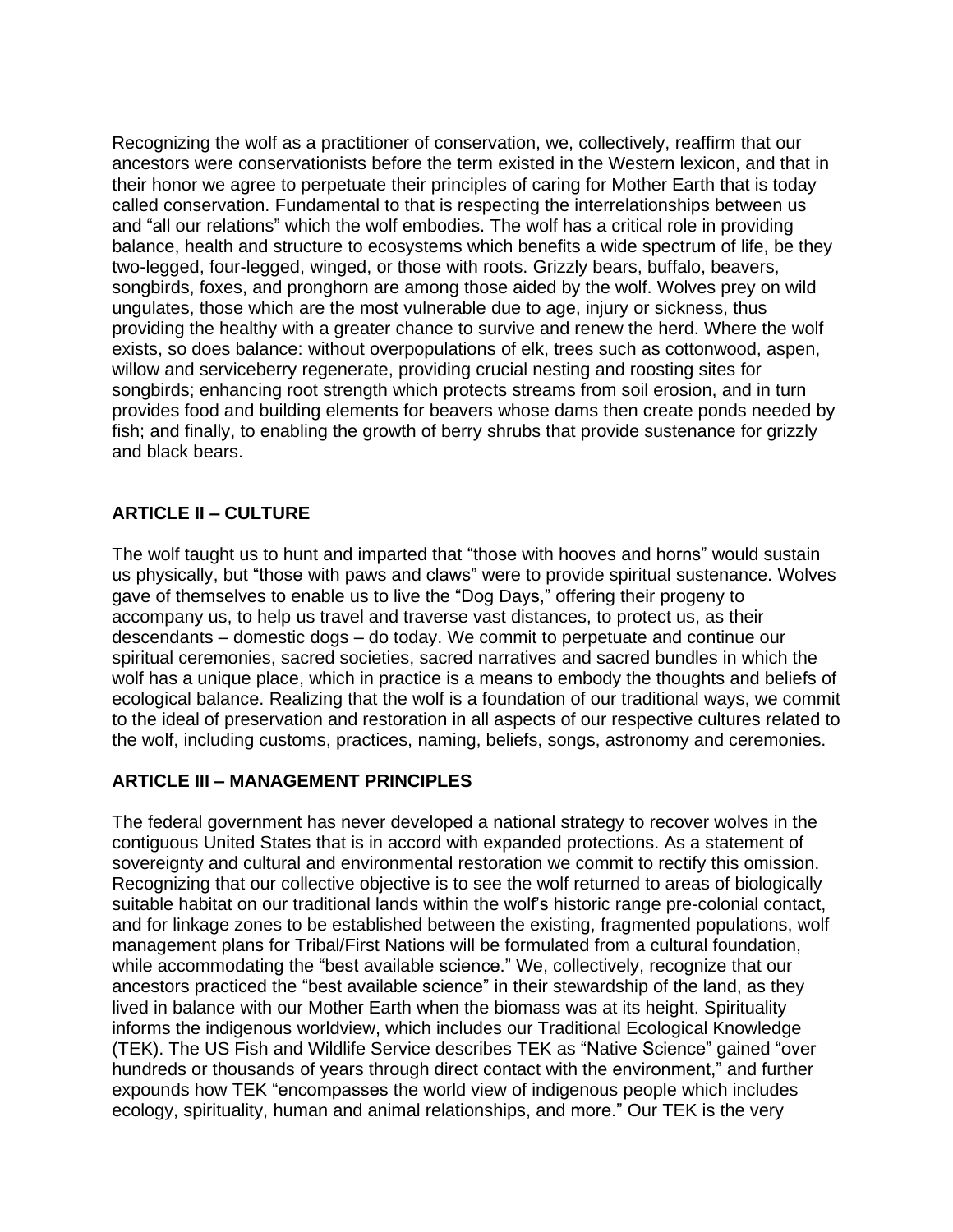Recognizing the wolf as a practitioner of conservation, we, collectively, reaffirm that our ancestors were conservationists before the term existed in the Western lexicon, and that in their honor we agree to perpetuate their principles of caring for Mother Earth that is today called conservation. Fundamental to that is respecting the interrelationships between us and "all our relations" which the wolf embodies. The wolf has a critical role in providing balance, health and structure to ecosystems which benefits a wide spectrum of life, be they two-legged, four-legged, winged, or those with roots. Grizzly bears, buffalo, beavers, songbirds, foxes, and pronghorn are among those aided by the wolf. Wolves prey on wild ungulates, those which are the most vulnerable due to age, injury or sickness, thus providing the healthy with a greater chance to survive and renew the herd. Where the wolf exists, so does balance: without overpopulations of elk, trees such as cottonwood, aspen, willow and serviceberry regenerate, providing crucial nesting and roosting sites for songbirds; enhancing root strength which protects streams from soil erosion, and in turn provides food and building elements for beavers whose dams then create ponds needed by fish; and finally, to enabling the growth of berry shrubs that provide sustenance for grizzly and black bears.

## ARTICLE II – CULTURE

The wolf taught us to hunt and imparted that "those with hooves and horns" would sustain us physically, but "those with paws and claws" were to provide spiritual sustenance. Wolves gave of themselves to enable us to live the "Dog Days," offering their progeny to accompany us, to help us travel and traverse vast distances, to protect us, as their descendants – domestic dogs – do today. We commit to perpetuate and continue our spiritual ceremonies, sacred societies, sacred narratives and sacred bundles in which the wolf has a unique place, which in practice is a means to embody the thoughts and beliefs of ecological balance. Realizing that the wolf is a foundation of our traditional ways, we commit to the ideal of preservation and restoration in all aspects of our respective cultures related to the wolf, including customs, practices, naming, beliefs, songs, astronomy and ceremonies.

## ARTICLE III – MANAGEMENT PRINCIPLES

The federal government has never developed a national strategy to recover wolves in the contiguous United States that is in accord with expanded protections. As a statement of sovereignty and cultural and environmental restoration we commit to rectify this omission. Recognizing that our collective objective is to see the wolf returned to areas of biologically suitable habitat on our traditional lands within the wolf's historic range pre-colonial contact, and for linkage zones to be established between the existing, fragmented populations, wolf management plans for Tribal/First Nations will be formulated from a cultural foundation, while accommodating the "best available science." We, collectively, recognize that our ancestors practiced the "best available science" in their stewardship of the land, as they lived in balance with our Mother Earth when the biomass was at its height. Spirituality informs the indigenous worldview, which includes our Traditional Ecological Knowledge (TEK). The US Fish and Wildlife Service describes TEK as "Native Science" gained "over hundreds or thousands of years through direct contact with the environment," and further expounds how TEK "encompasses the world view of indigenous people which includes ecology, spirituality, human and animal relationships, and more." Our TEK is the very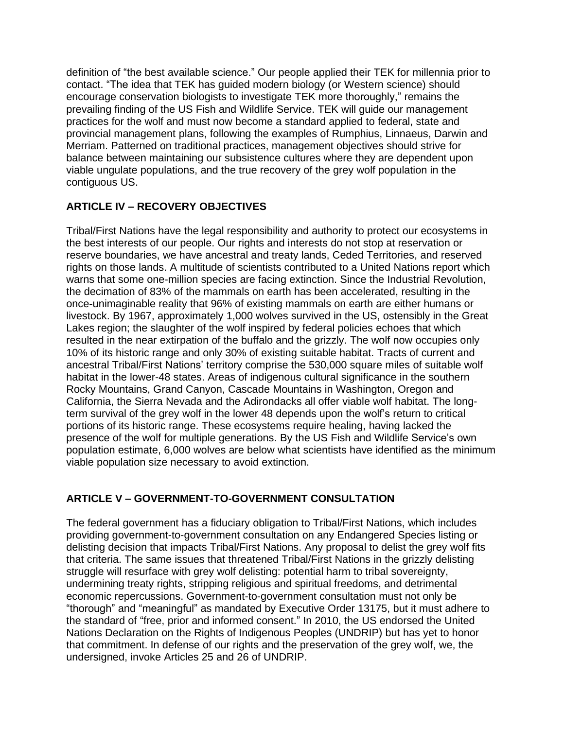definition of "the best available science." Our people applied their TEK for millennia prior to contact. "The idea that TEK has guided modern biology (or Western science) should encourage conservation biologists to investigate TEK more thoroughly," remains the prevailing finding of the US Fish and Wildlife Service. TEK will guide our management practices for the wolf and must now become a standard applied to federal, state and provincial management plans, following the examples of Rumphius, Linnaeus, Darwin and Merriam. Patterned on traditional practices, management objectives should strive for balance between maintaining our subsistence cultures where they are dependent upon viable ungulate populations, and the true recovery of the grey wolf population in the contiguous US.

## ARTICLE IV – RECOVERY OBJECTIVES

Tribal/First Nations have the legal responsibility and authority to protect our ecosystems in the best interests of our people. Our rights and interests do not stop at reservation or reserve boundaries, we have ancestral and treaty lands, Ceded Territories, and reserved rights on those lands. A multitude of scientists contributed to a United Nations report which warns that some one-million species are facing extinction. Since the Industrial Revolution, the decimation of 83% of the mammals on earth has been accelerated, resulting in the once-unimaginable reality that 96% of existing mammals on earth are either humans or livestock. By 1967, approximately 1,000 wolves survived in the US, ostensibly in the Great Lakes region; the slaughter of the wolf inspired by federal policies echoes that which resulted in the near extirpation of the buffalo and the grizzly. The wolf now occupies only 10% of its historic range and only 30% of existing suitable habitat. Tracts of current and ancestral Tribal/First Nations' territory comprise the 530,000 square miles of suitable wolf habitat in the lower-48 states. Areas of indigenous cultural significance in the southern Rocky Mountains, Grand Canyon, Cascade Mountains in Washington, Oregon and California, the Sierra Nevada and the Adirondacks all offer viable wolf habitat. The long-term survival of the grey wolf in the lower 48 depends upon the wolf's return to critical portions of its historic range. These ecosystems require healing, having lacked the presence of the wolf for multiple generations. By the US Fish and Wildlife Service's own population estimate, 6,000 wolves are below what scientists have identified as the minimum viable population size necessary to avoid extinction.

## ARTICLE V – GOVERNMENT-TO-GOVERNMENT CONSULTATION

The federal government has a fiduciary obligation to Tribal/First Nations, which includes providing government-to-government consultation on any Endangered Species listing or delisting decision that impacts Tribal/First Nations. Any proposal to delist the grey wolf fits that criteria. The same issues that threatened Tribal/First Nations in the grizzly delisting struggle will resurface with grey wolf delisting: potential harm to tribal sovereignty, undermining treaty rights, stripping religious and spiritual freedoms, and detrimental economic repercussions. Government-to-government consultation must not only be "thorough" and "meaningful" as mandated by Executive Order 13175, but it must adhere to the standard of "free, prior and informed consent." In 2010, the US endorsed the United Nations Declaration on the Rights of Indigenous Peoples (UNDRIP) but has yet to honor that commitment. In defense of our rights and the preservation of the grey wolf, we, the undersigned, invoke Articles 25 and 26 of UNDRIP.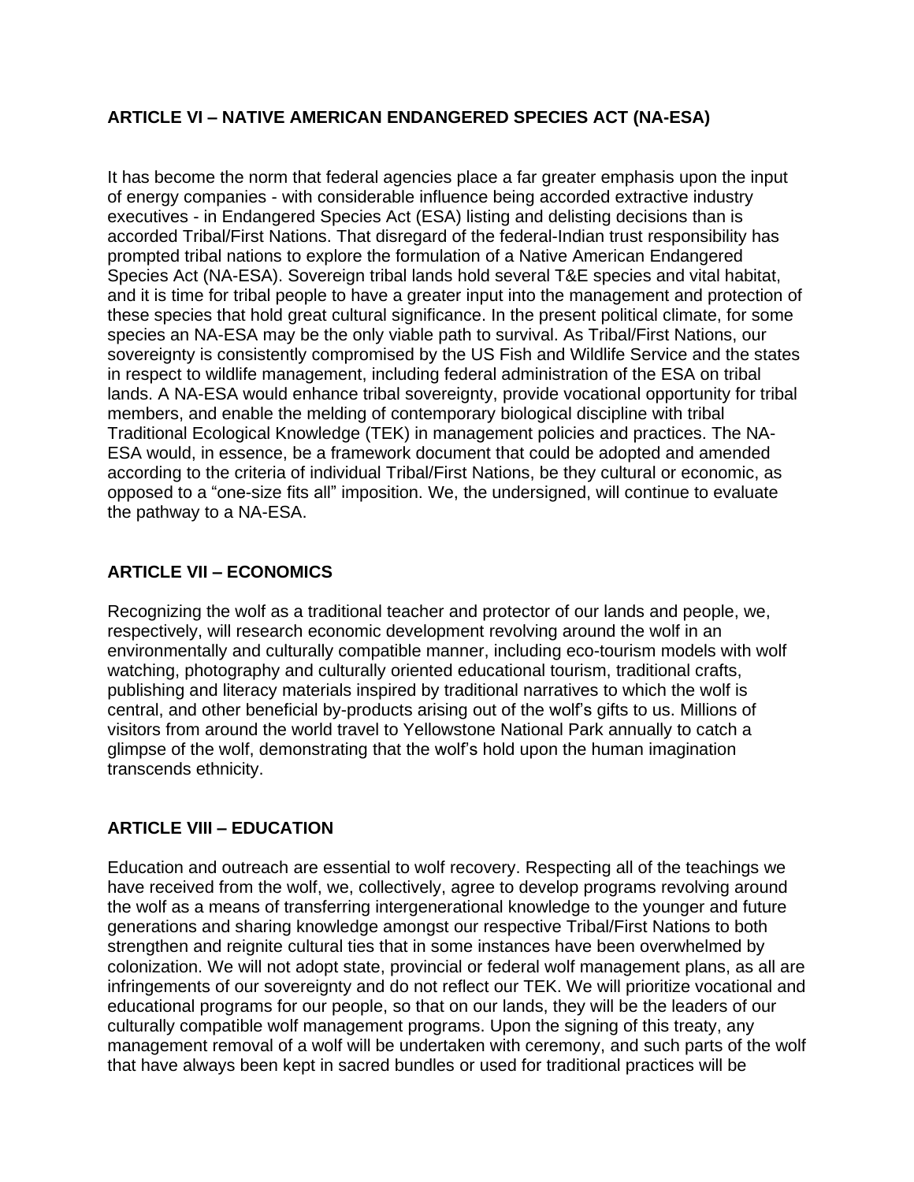## ARTICLE VI – NATIVE AMERICAN ENDANGERED SPECIES ACT (NA-ESA)

It has become the norm that federal agencies place a far greater emphasis upon the input of energy companies - with considerable influence being accorded extractive industry executives - in Endangered Species Act (ESA) listing and delisting decisions than is accorded Tribal/First Nations. That disregard of the federal-Indian trust responsibility has prompted tribal nations to explore the formulation of a Native American Endangered Species Act (NA-ESA). Sovereign tribal lands hold several T&E species and vital habitat, and it is time for tribal people to have a greater input into the management and protection of these species that hold great cultural significance. In the present political climate, for some species an NA-ESA may be the only viable path to survival. As Tribal/First Nations, our sovereignty is consistently compromised by the US Fish and Wildlife Service and the states in respect to wildlife management, including federal administration of the ESA on tribal lands. A NA-ESA would enhance tribal sovereignty, provide vocational opportunity for tribal members, and enable the melding of contemporary biological discipline with tribal Traditional Ecological Knowledge (TEK) in management policies and practices. The NA-ESA would, in essence, be a framework document that could be adopted and amended according to the criteria of individual Tribal/First Nations, be they cultural or economic, as opposed to a "one-size fits all" imposition. We, the undersigned, will continue to evaluate the pathway to a NA-ESA.

## ARTICLE VII – ECONOMICS

Recognizing the wolf as a traditional teacher and protector of our lands and people, we, respectively, will research economic development revolving around the wolf in an environmentally and culturally compatible manner, including eco-tourism models with wolf watching, photography and culturally oriented educational tourism, traditional crafts, publishing and literacy materials inspired by traditional narratives to which the wolf is central, and other beneficial by-products arising out of the wolf's gifts to us. Millions of visitors from around the world travel to Yellowstone National Park annually to catch a glimpse of the wolf, demonstrating that the wolf's hold upon the human imagination transcends ethnicity.

## ARTICLE VIII – EDUCATION

Education and outreach are essential to wolf recovery. Respecting all of the teachings we have received from the wolf, we, collectively, agree to develop programs revolving around the wolf as a means of transferring intergenerational knowledge to the younger and future generations and sharing knowledge amongst our respective Tribal/First Nations to both strengthen and reignite cultural ties that in some instances have been overwhelmed by colonization. We will not adopt state, provincial or federal wolf management plans, as all are infringements of our sovereignty and do not reflect our TEK. We will prioritize vocational and educational programs for our people, so that on our lands, they will be the leaders of our culturally compatible wolf management programs. Upon the signing of this treaty, any management removal of a wolf will be undertaken with ceremony, and such parts of the wolf that have always been kept in sacred bundles or used for traditional practices will be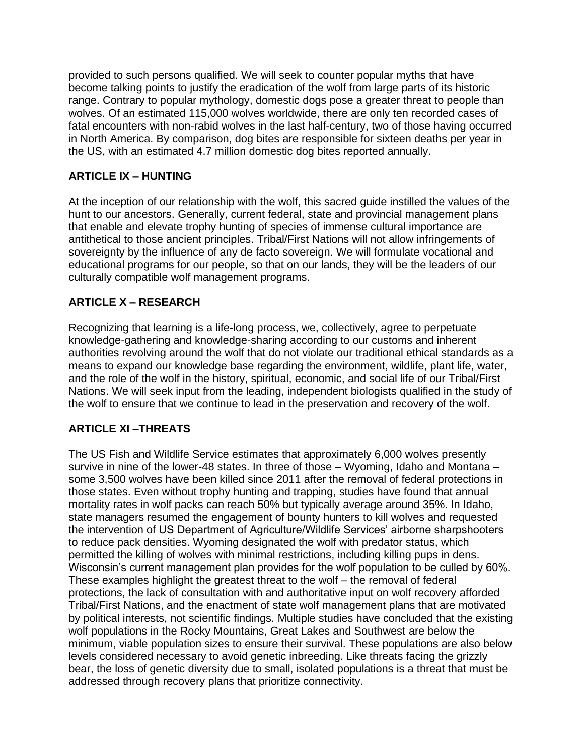provided to such persons qualified. We will seek to counter popular myths that have become talking points to justify the eradication of the wolf from large parts of its historic range. Contrary to popular mythology, domestic dogs pose a greater threat to people than wolves. Of an estimated 115,000 wolves worldwide, there are only ten recorded cases of fatal encounters with non-rabid wolves in the last half-century, two of those having occurred in North America. By comparison, dog bites are responsible for sixteen deaths per year in the US, with an estimated 4.7 million domestic dog bites reported annually.

## ARTICLE IX – HUNTING

At the inception of our relationship with the wolf, this sacred guide instilled the values of the hunt to our ancestors. Generally, current federal, state and provincial management plans that enable and elevate trophy hunting of species of immense cultural importance are antithetical to those ancient principles. Tribal/First Nations will not allow infringements of sovereignty by the influence of any de facto sovereign. We will formulate vocational and educational programs for our people, so that on our lands, they will be the leaders of our culturally compatible wolf management programs.

## ARTICLE X – RESEARCH

Recognizing that learning is a life-long process, we, collectively, agree to perpetuate knowledge-gathering and knowledge-sharing according to our customs and inherent authorities revolving around the wolf that do not violate our traditional ethical standards as a means to expand our knowledge base regarding the environment, wildlife, plant life, water, and the role of the wolf in the history, spiritual, economic, and social life of our Tribal/First Nations. We will seek input from the leading, independent biologists qualified in the study of the wolf to ensure that we continue to lead in the preservation and recovery of the wolf.

## ARTICLE XI –THREATS

The US Fish and Wildlife Service estimates that approximately 6,000 wolves presently survive in nine of the lower-48 states. In three of those – Wyoming, Idaho and Montana – some 3,500 wolves have been killed since 2011 after the removal of federal protections in those states. Even without trophy hunting and trapping, studies have found that annual mortality rates in wolf packs can reach 50% but typically average around 35%. In Idaho, state managers resumed the engagement of bounty hunters to kill wolves and requested the intervention of US Department of Agriculture/Wildlife Services' airborne sharpshooters to reduce pack densities. Wyoming designated the wolf with predator status, which permitted the killing of wolves with minimal restrictions, including killing pups in dens. Wisconsin's current management plan provides for the wolf population to be culled by 60%. These examples highlight the greatest threat to the wolf – the removal of federal protections, the lack of consultation with and authoritative input on wolf recovery afforded Tribal/First Nations, and the enactment of state wolf management plans that are motivated by political interests, not scientific findings. Multiple studies have concluded that the existing wolf populations in the Rocky Mountains, Great Lakes and Southwest are below the minimum, viable population sizes to ensure their survival. These populations are also below levels considered necessary to avoid genetic inbreeding. Like threats facing the grizzly bear, the loss of genetic diversity due to small, isolated populations is a threat that must be addressed through recovery plans that prioritize connectivity.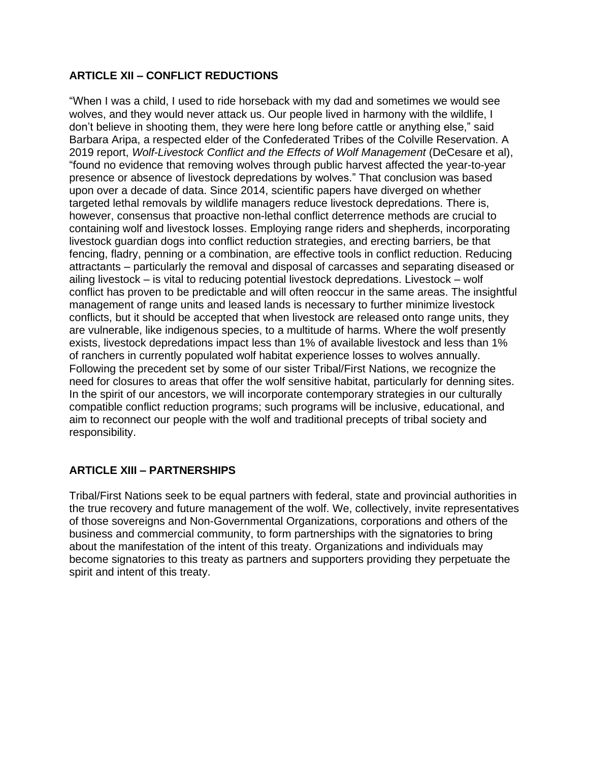## ARTICLE XII – CONFLICT REDUCTIONS

"When I was a child, I used to ride horseback with my dad and sometimes we would see wolves, and they would never attack us. Our people lived in harmony with the wildlife, I don't believe in shooting them, they were here long before cattle or anything else," said Barbara Aripa, a respected elder of the Confederated Tribes of the Colville Reservation. A 2019 report, *Wolf-Livestock Conflict and the Effects of Wolf Management* (DeCesare et al), "found no evidence that removing wolves through public harvest affected the year-to-year presence or absence of livestock depredations by wolves." That conclusion was based upon over a decade of data. Since 2014, scientific papers have diverged on whether targeted lethal removals by wildlife managers reduce livestock depredations. There is, however, consensus that proactive non-lethal conflict deterrence methods are crucial to containing wolf and livestock losses. Employing range riders and shepherds, incorporating livestock guardian dogs into conflict reduction strategies, and erecting barriers, be that fencing, fladry, penning or a combination, are effective tools in conflict reduction. Reducing attractants – particularly the removal and disposal of carcasses and separating diseased or ailing livestock – is vital to reducing potential livestock depredations. Livestock – wolf conflict has proven to be predictable and will often reoccur in the same areas. The insightful management of range units and leased lands is necessary to further minimize livestock conflicts, but it should be accepted that when livestock are released onto range units, they are vulnerable, like indigenous species, to a multitude of harms. Where the wolf presently exists, livestock depredations impact less than 1% of available livestock and less than 1% of ranchers in currently populated wolf habitat experience losses to wolves annually. Following the precedent set by some of our sister Tribal/First Nations, we recognize the need for closures to areas that offer the wolf sensitive habitat, particularly for denning sites. In the spirit of our ancestors, we will incorporate contemporary strategies in our culturally compatible conflict reduction programs; such programs will be inclusive, educational, and aim to reconnect our people with the wolf and traditional precepts of tribal society and responsibility.

## ARTICLE XIII – PARTNERSHIPS

Tribal/First Nations seek to be equal partners with federal, state and provincial authorities in the true recovery and future management of the wolf. We, collectively, invite representatives of those sovereigns and Non-Governmental Organizations, corporations and others of the business and commercial community, to form partnerships with the signatories to bring about the manifestation of the intent of this treaty. Organizations and individuals may become signatories to this treaty as partners and supporters providing they perpetuate the spirit and intent of this treaty.